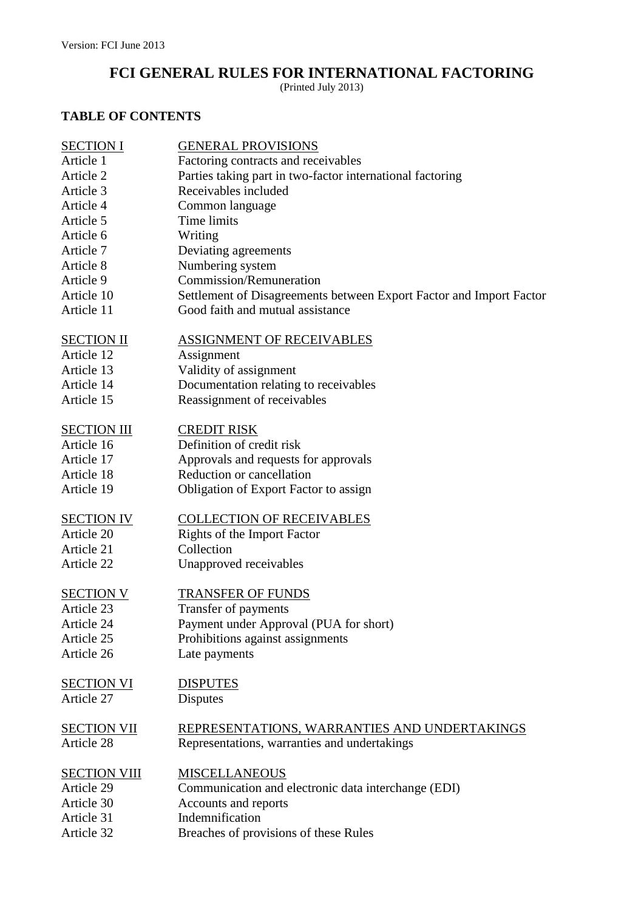Version: FCI June 2013

# FCI GENERAL RULES FOR INTERNATIONAL FACTORING

(Printed July 2013)

## TABLE OF CONTENTS

| | |
|---|---|
| <u>SECTION I</u> | <u>GENERAL PROVISIONS</u> |
| Article 1 | Factoring contracts and receivables |
| Article 2 | Parties taking part in two-factor international factoring |
| Article 3 | Receivables included |
| Article 4 | Common language |
| Article 5 | Time limits |
| Article 6 | Writing |
| Article 7 | Deviating agreements |
| Article 8 | Numbering system |
| Article 9 | Commission/Remuneration |
| Article 10 | Settlement of Disagreements between Export Factor and Import Factor |
| Article 11 | Good faith and mutual assistance |
| <u>SECTION II</u> | <u>ASSIGNMENT OF RECEIVABLES</u> |
| Article 12 | Assignment |
| Article 13 | Validity of assignment |
| Article 14 | Documentation relating to receivables |
| Article 15 | Reassignment of receivables |
| <u>SECTION III</u> | <u>CREDIT RISK</u> |
| Article 16 | Definition of credit risk |
| Article 17 | Approvals and requests for approvals |
| Article 18 | Reduction or cancellation |
| Article 19 | Obligation of Export Factor to assign |
| <u>SECTION IV</u> | <u>COLLECTION OF RECEIVABLES</u> |
| Article 20 | Rights of the Import Factor |
| Article 21 | Collection |
| Article 22 | Unapproved receivables |
| <u>SECTION V</u> | <u>TRANSFER OF FUNDS</u> |
| Article 23 | Transfer of payments |
| Article 24 | Payment under Approval (PUA for short) |
| Article 25 | Prohibitions against assignments |
| Article 26 | Late payments |
| <u>SECTION VI</u> | <u>DISPUTES</u> |
| Article 27 | Disputes |
| <u>SECTION VII</u> | <u>REPRESENTATIONS, WARRANTIES AND UNDERTAKINGS</u> |
| Article 28 | Representations, warranties and undertakings |
| <u>SECTION VIII</u> | <u>MISCELLANEOUS</u> |
| Article 29 | Communication and electronic data interchange (EDI) |
| Article 30 | Accounts and reports |
| Article 31 | Indemnification |
| Article 32 | Breaches of provisions of these Rules |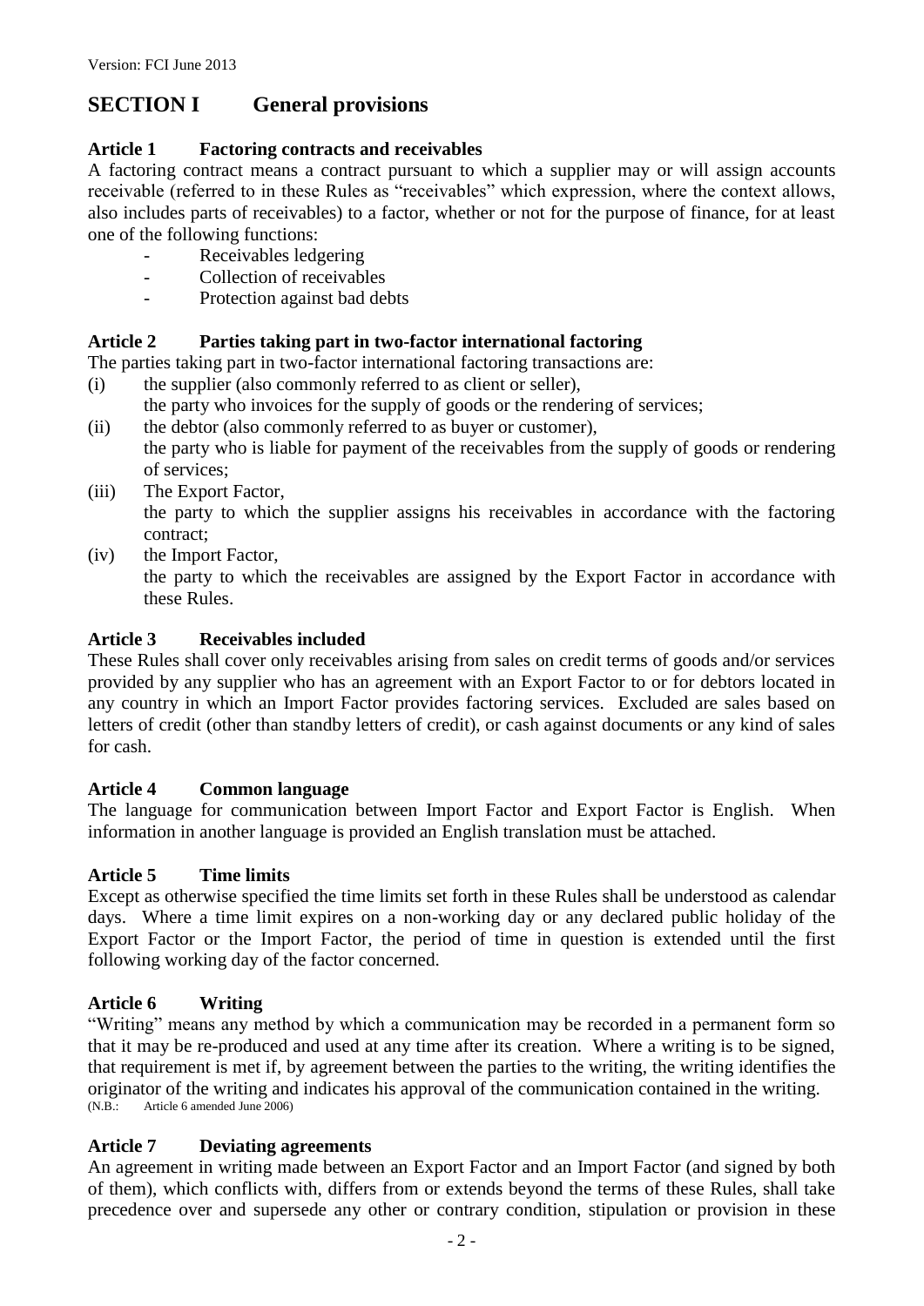## SECTION I General provisions

### Article 1 Factoring contracts and receivables

A factoring contract means a contract pursuant to which a supplier may or will assign accounts receivable (referred to in these Rules as "receivables" which expression, where the context allows, also includes parts of receivables) to a factor, whether or not for the purpose of finance, for at least one of the following functions:

- Receivables ledgering
- Collection of receivables
- Protection against bad debts

### Article 2 Parties taking part in two-factor international factoring

The parties taking part in two-factor international factoring transactions are:

(i) the supplier (also commonly referred to as client or seller),
the party who invoices for the supply of goods or the rendering of services;

(ii) the debtor (also commonly referred to as buyer or customer),
the party who is liable for payment of the receivables from the supply of goods or rendering of services;

(iii) The Export Factor,
the party to which the supplier assigns his receivables in accordance with the factoring contract;

(iv) the Import Factor,
the party to which the receivables are assigned by the Export Factor in accordance with these Rules.

### Article 3 Receivables included

These Rules shall cover only receivables arising from sales on credit terms of goods and/or services provided by any supplier who has an agreement with an Export Factor to or for debtors located in any country in which an Import Factor provides factoring services. Excluded are sales based on letters of credit (other than standby letters of credit), or cash against documents or any kind of sales for cash.

### Article 4 Common language

The language for communication between Import Factor and Export Factor is English. When information in another language is provided an English translation must be attached.

### Article 5 Time limits

Except as otherwise specified the time limits set forth in these Rules shall be understood as calendar days. Where a time limit expires on a non-working day or any declared public holiday of the Export Factor or the Import Factor, the period of time in question is extended until the first following working day of the factor concerned.

### Article 6 Writing

"Writing" means any method by which a communication may be recorded in a permanent form so that it may be re-produced and used at any time after its creation. Where a writing is to be signed, that requirement is met if, by agreement between the parties to the writing, the writing identifies the originator of the writing and indicates his approval of the communication contained in the writing.

(N.B.: Article 6 amended June 2006)

### Article 7 Deviating agreements

An agreement in writing made between an Export Factor and an Import Factor (and signed by both of them), which conflicts with, differs from or extends beyond the terms of these Rules, shall take precedence over and supersede any other or contrary condition, stipulation or provision in these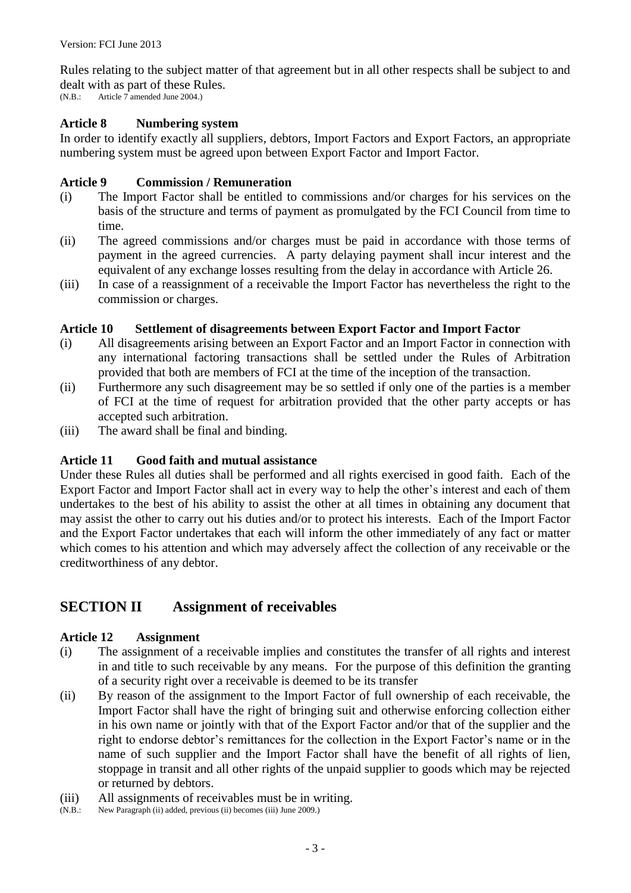Rules relating to the subject matter of that agreement but in all other respects shall be subject to and dealt with as part of these Rules.
(N.B.: Article 7 amended June 2004.)

**Article 8 Numbering system**

In order to identify exactly all suppliers, debtors, Import Factors and Export Factors, an appropriate numbering system must be agreed upon between Export Factor and Import Factor.

**Article 9 Commission / Remuneration**

(i) The Import Factor shall be entitled to commissions and/or charges for his services on the basis of the structure and terms of payment as promulgated by the FCI Council from time to time.

(ii) The agreed commissions and/or charges must be paid in accordance with those terms of payment in the agreed currencies. A party delaying payment shall incur interest and the equivalent of any exchange losses resulting from the delay in accordance with Article 26.

(iii) In case of a reassignment of a receivable the Import Factor has nevertheless the right to the commission or charges.

**Article 10 Settlement of disagreements between Export Factor and Import Factor**

(i) All disagreements arising between an Export Factor and an Import Factor in connection with any international factoring transactions shall be settled under the Rules of Arbitration provided that both are members of FCI at the time of the inception of the transaction.

(ii) Furthermore any such disagreement may be so settled if only one of the parties is a member of FCI at the time of request for arbitration provided that the other party accepts or has accepted such arbitration.

(iii) The award shall be final and binding.

**Article 11 Good faith and mutual assistance**

Under these Rules all duties shall be performed and all rights exercised in good faith. Each of the Export Factor and Import Factor shall act in every way to help the other's interest and each of them undertakes to the best of his ability to assist the other at all times in obtaining any document that may assist the other to carry out his duties and/or to protect his interests. Each of the Import Factor and the Export Factor undertakes that each will inform the other immediately of any fact or matter which comes to his attention and which may adversely affect the collection of any receivable or the creditworthiness of any debtor.

## SECTION II Assignment of receivables

**Article 12 Assignment**

(i) The assignment of a receivable implies and constitutes the transfer of all rights and interest in and title to such receivable by any means. For the purpose of this definition the granting of a security right over a receivable is deemed to be its transfer

(ii) By reason of the assignment to the Import Factor of full ownership of each receivable, the Import Factor shall have the right of bringing suit and otherwise enforcing collection either in his own name or jointly with that of the Export Factor and/or that of the supplier and the right to endorse debtor's remittances for the collection in the Export Factor's name or in the name of such supplier and the Import Factor shall have the benefit of all rights of lien, stoppage in transit and all other rights of the unpaid supplier to goods which may be rejected or returned by debtors.

(iii) All assignments of receivables must be in writing.
(N.B.: New Paragraph (ii) added, previous (ii) becomes (iii) June 2009.)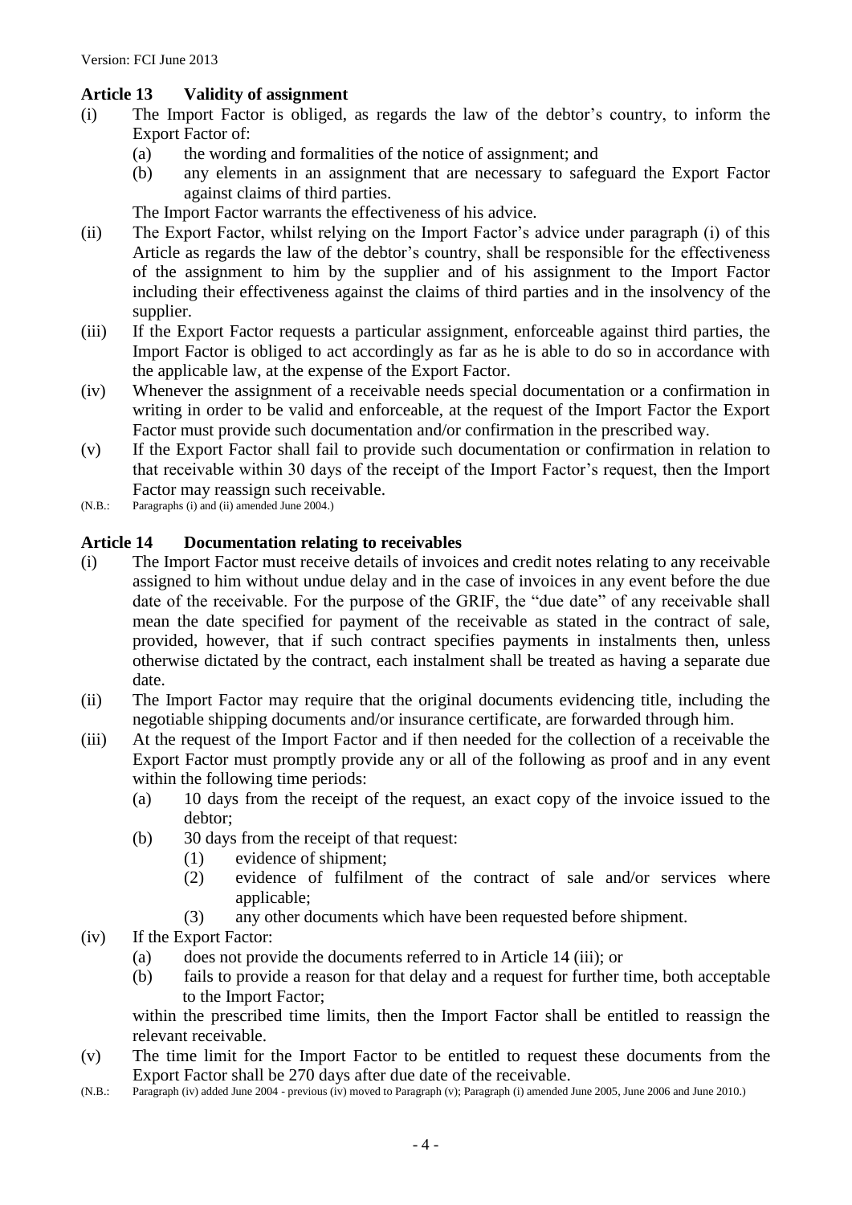## Article 13 Validity of assignment

(i) The Import Factor is obliged, as regards the law of the debtor's country, to inform the Export Factor of:

  (a) the wording and formalities of the notice of assignment; and

  (b) any elements in an assignment that are necessary to safeguard the Export Factor against claims of third parties.

  The Import Factor warrants the effectiveness of his advice.

(ii) The Export Factor, whilst relying on the Import Factor's advice under paragraph (i) of this Article as regards the law of the debtor's country, shall be responsible for the effectiveness of the assignment to him by the supplier and of his assignment to the Import Factor including their effectiveness against the claims of third parties and in the insolvency of the supplier.

(iii) If the Export Factor requests a particular assignment, enforceable against third parties, the Import Factor is obliged to act accordingly as far as he is able to do so in accordance with the applicable law, at the expense of the Export Factor.

(iv) Whenever the assignment of a receivable needs special documentation or a confirmation in writing in order to be valid and enforceable, at the request of the Import Factor the Export Factor must provide such documentation and/or confirmation in the prescribed way.

(v) If the Export Factor shall fail to provide such documentation or confirmation in relation to that receivable within 30 days of the receipt of the Import Factor's request, then the Import Factor may reassign such receivable.

(N.B.: Paragraphs (i) and (ii) amended June 2004.)

## Article 14 Documentation relating to receivables

(i) The Import Factor must receive details of invoices and credit notes relating to any receivable assigned to him without undue delay and in the case of invoices in any event before the due date of the receivable. For the purpose of the GRIF, the "due date" of any receivable shall mean the date specified for payment of the receivable as stated in the contract of sale, provided, however, that if such contract specifies payments in instalments then, unless otherwise dictated by the contract, each instalment shall be treated as having a separate due date.

(ii) The Import Factor may require that the original documents evidencing title, including the negotiable shipping documents and/or insurance certificate, are forwarded through him.

(iii) At the request of the Import Factor and if then needed for the collection of a receivable the Export Factor must promptly provide any or all of the following as proof and in any event within the following time periods:

  (a) 10 days from the receipt of the request, an exact copy of the invoice issued to the debtor;

  (b) 30 days from the receipt of that request:

    (1) evidence of shipment;

    (2) evidence of fulfilment of the contract of sale and/or services where applicable;

    (3) any other documents which have been requested before shipment.

(iv) If the Export Factor:

  (a) does not provide the documents referred to in Article 14 (iii); or

  (b) fails to provide a reason for that delay and a request for further time, both acceptable to the Import Factor;

  within the prescribed time limits, then the Import Factor shall be entitled to reassign the relevant receivable.

(v) The time limit for the Import Factor to be entitled to request these documents from the Export Factor shall be 270 days after due date of the receivable.

(N.B.: Paragraph (iv) added June 2004 - previous (iv) moved to Paragraph (v); Paragraph (i) amended June 2005, June 2006 and June 2010.)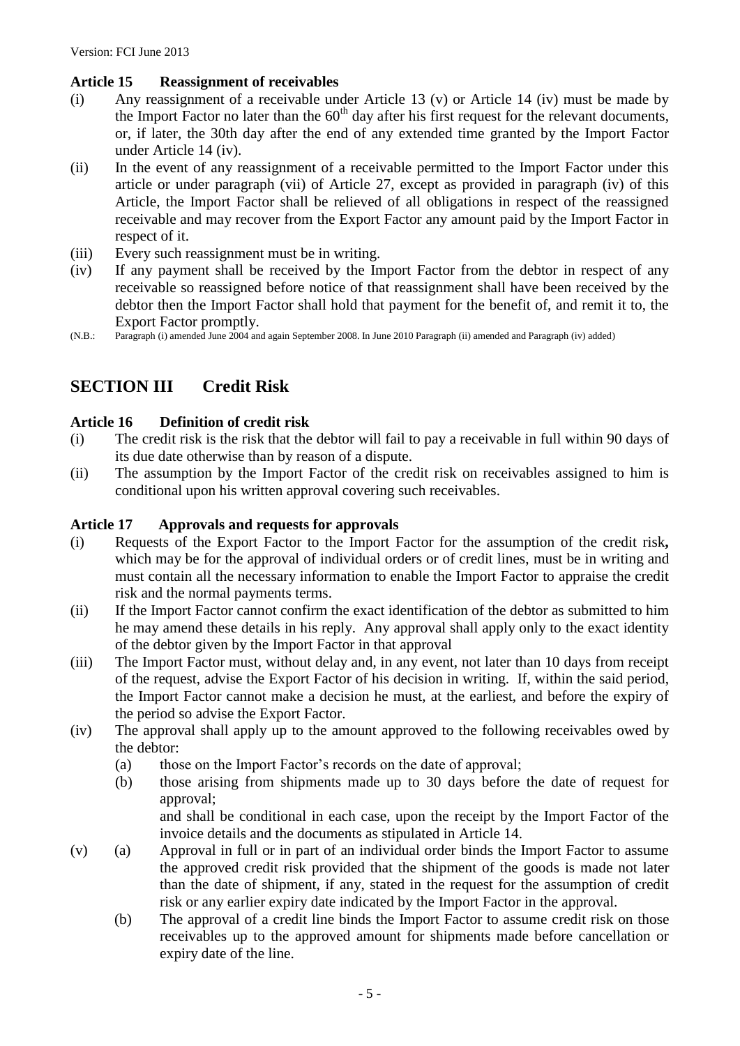### Article 15 Reassignment of receivables

(i) Any reassignment of a receivable under Article 13 (v) or Article 14 (iv) must be made by the Import Factor no later than the 60th day after his first request for the relevant documents, or, if later, the 30th day after the end of any extended time granted by the Import Factor under Article 14 (iv).

(ii) In the event of any reassignment of a receivable permitted to the Import Factor under this article or under paragraph (vii) of Article 27, except as provided in paragraph (iv) of this Article, the Import Factor shall be relieved of all obligations in respect of the reassigned receivable and may recover from the Export Factor any amount paid by the Import Factor in respect of it.

(iii) Every such reassignment must be in writing.

(iv) If any payment shall be received by the Import Factor from the debtor in respect of any receivable so reassigned before notice of that reassignment shall have been received by the debtor then the Import Factor shall hold that payment for the benefit of, and remit it to, the Export Factor promptly.

(N.B.: Paragraph (i) amended June 2004 and again September 2008. In June 2010 Paragraph (ii) amended and Paragraph (iv) added)

## SECTION III Credit Risk

### Article 16 Definition of credit risk

(i) The credit risk is the risk that the debtor will fail to pay a receivable in full within 90 days of its due date otherwise than by reason of a dispute.

(ii) The assumption by the Import Factor of the credit risk on receivables assigned to him is conditional upon his written approval covering such receivables.

### Article 17 Approvals and requests for approvals

(i) Requests of the Export Factor to the Import Factor for the assumption of the credit risk**,** which may be for the approval of individual orders or of credit lines, must be in writing and must contain all the necessary information to enable the Import Factor to appraise the credit risk and the normal payments terms.

(ii) If the Import Factor cannot confirm the exact identification of the debtor as submitted to him he may amend these details in his reply. Any approval shall apply only to the exact identity of the debtor given by the Import Factor in that approval

(iii) The Import Factor must, without delay and, in any event, not later than 10 days from receipt of the request, advise the Export Factor of his decision in writing. If, within the said period, the Import Factor cannot make a decision he must, at the earliest, and before the expiry of the period so advise the Export Factor.

(iv) The approval shall apply up to the amount approved to the following receivables owed by the debtor:

(a) those on the Import Factor's records on the date of approval;

(b) those arising from shipments made up to 30 days before the date of request for approval;

and shall be conditional in each case, upon the receipt by the Import Factor of the invoice details and the documents as stipulated in Article 14.

(v) (a) Approval in full or in part of an individual order binds the Import Factor to assume the approved credit risk provided that the shipment of the goods is made not later than the date of shipment, if any, stated in the request for the assumption of credit risk or any earlier expiry date indicated by the Import Factor in the approval.

(b) The approval of a credit line binds the Import Factor to assume credit risk on those receivables up to the approved amount for shipments made before cancellation or expiry date of the line.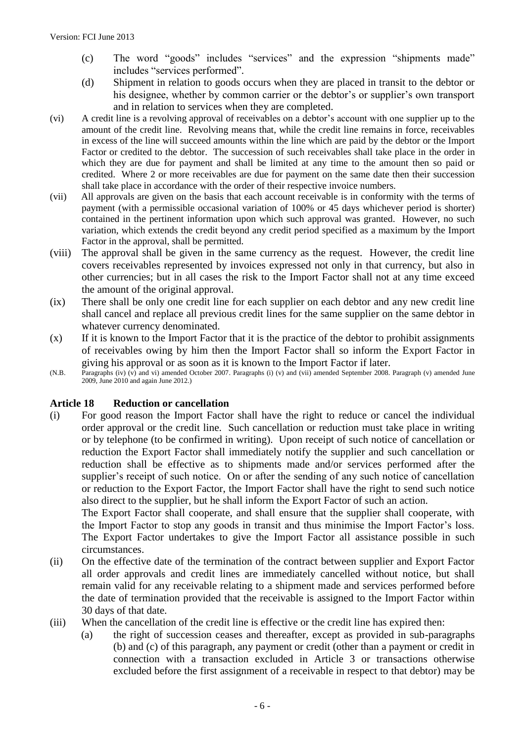(c) The word "goods" includes "services" and the expression "shipments made" includes "services performed".

(d) Shipment in relation to goods occurs when they are placed in transit to the debtor or his designee, whether by common carrier or the debtor's or supplier's own transport and in relation to services when they are completed.

(vi) A credit line is a revolving approval of receivables on a debtor's account with one supplier up to the amount of the credit line. Revolving means that, while the credit line remains in force, receivables in excess of the line will succeed amounts within the line which are paid by the debtor or the Import Factor or credited to the debtor. The succession of such receivables shall take place in the order in which they are due for payment and shall be limited at any time to the amount then so paid or credited. Where 2 or more receivables are due for payment on the same date then their succession shall take place in accordance with the order of their respective invoice numbers.

(vii) All approvals are given on the basis that each account receivable is in conformity with the terms of payment (with a permissible occasional variation of 100% or 45 days whichever period is shorter) contained in the pertinent information upon which such approval was granted. However, no such variation, which extends the credit beyond any credit period specified as a maximum by the Import Factor in the approval, shall be permitted.

(viii) The approval shall be given in the same currency as the request. However, the credit line covers receivables represented by invoices expressed not only in that currency, but also in other currencies; but in all cases the risk to the Import Factor shall not at any time exceed the amount of the original approval.

(ix) There shall be only one credit line for each supplier on each debtor and any new credit line shall cancel and replace all previous credit lines for the same supplier on the same debtor in whatever currency denominated.

(x) If it is known to the Import Factor that it is the practice of the debtor to prohibit assignments of receivables owing by him then the Import Factor shall so inform the Export Factor in giving his approval or as soon as it is known to the Import Factor if later.

(N.B. Paragraphs (iv) (v) and vi) amended October 2007. Paragraphs (i) (v) and (vii) amended September 2008. Paragraph (v) amended June 2009, June 2010 and again June 2012.)

## Article 18 Reduction or cancellation

(i) For good reason the Import Factor shall have the right to reduce or cancel the individual order approval or the credit line. Such cancellation or reduction must take place in writing or by telephone (to be confirmed in writing). Upon receipt of such notice of cancellation or reduction the Export Factor shall immediately notify the supplier and such cancellation or reduction shall be effective as to shipments made and/or services performed after the supplier's receipt of such notice. On or after the sending of any such notice of cancellation or reduction to the Export Factor, the Import Factor shall have the right to send such notice also direct to the supplier, but he shall inform the Export Factor of such an action.

The Export Factor shall cooperate, and shall ensure that the supplier shall cooperate, with the Import Factor to stop any goods in transit and thus minimise the Import Factor's loss. The Export Factor undertakes to give the Import Factor all assistance possible in such circumstances.

(ii) On the effective date of the termination of the contract between supplier and Export Factor all order approvals and credit lines are immediately cancelled without notice, but shall remain valid for any receivable relating to a shipment made and services performed before the date of termination provided that the receivable is assigned to the Import Factor within 30 days of that date.

(iii) When the cancellation of the credit line is effective or the credit line has expired then:

(a) the right of succession ceases and thereafter, except as provided in sub-paragraphs (b) and (c) of this paragraph, any payment or credit (other than a payment or credit in connection with a transaction excluded in Article 3 or transactions otherwise excluded before the first assignment of a receivable in respect to that debtor) may be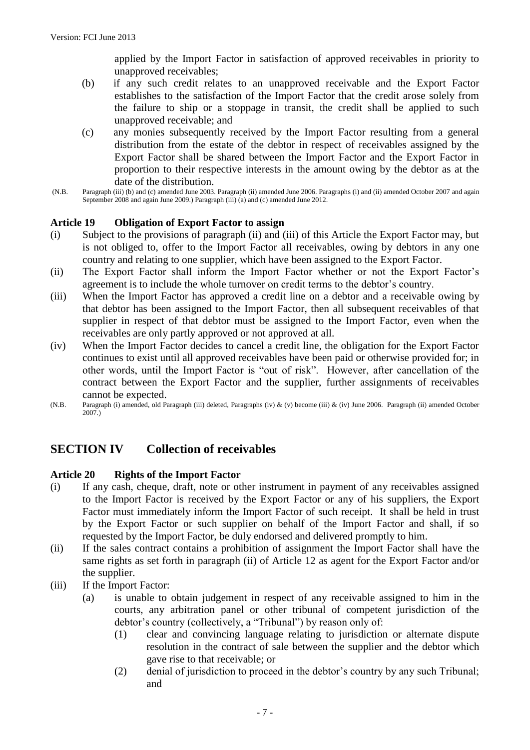applied by the Import Factor in satisfaction of approved receivables in priority to unapproved receivables;

(b) if any such credit relates to an unapproved receivable and the Export Factor establishes to the satisfaction of the Import Factor that the credit arose solely from the failure to ship or a stoppage in transit, the credit shall be applied to such unapproved receivable; and

(c) any monies subsequently received by the Import Factor resulting from a general distribution from the estate of the debtor in respect of receivables assigned by the Export Factor shall be shared between the Import Factor and the Export Factor in proportion to their respective interests in the amount owing by the debtor as at the date of the distribution.

(N.B. Paragraph (iii) (b) and (c) amended June 2003. Paragraph (ii) amended June 2006. Paragraphs (i) and (ii) amended October 2007 and again September 2008 and again June 2009.) Paragraph (iii) (a) and (c) amended June 2012.

### Article 19 Obligation of Export Factor to assign

(i) Subject to the provisions of paragraph (ii) and (iii) of this Article the Export Factor may, but is not obliged to, offer to the Import Factor all receivables, owing by debtors in any one country and relating to one supplier, which have been assigned to the Export Factor.

(ii) The Export Factor shall inform the Import Factor whether or not the Export Factor's agreement is to include the whole turnover on credit terms to the debtor's country.

(iii) When the Import Factor has approved a credit line on a debtor and a receivable owing by that debtor has been assigned to the Import Factor, then all subsequent receivables of that supplier in respect of that debtor must be assigned to the Import Factor, even when the receivables are only partly approved or not approved at all.

(iv) When the Import Factor decides to cancel a credit line, the obligation for the Export Factor continues to exist until all approved receivables have been paid or otherwise provided for; in other words, until the Import Factor is "out of risk". However, after cancellation of the contract between the Export Factor and the supplier, further assignments of receivables cannot be expected.

(N.B. Paragraph (i) amended, old Paragraph (iii) deleted, Paragraphs (iv) & (v) become (iii) & (iv) June 2006. Paragraph (ii) amended October 2007.)

## SECTION IV Collection of receivables

### Article 20 Rights of the Import Factor

(i) If any cash, cheque, draft, note or other instrument in payment of any receivables assigned to the Import Factor is received by the Export Factor or any of his suppliers, the Export Factor must immediately inform the Import Factor of such receipt. It shall be held in trust by the Export Factor or such supplier on behalf of the Import Factor and shall, if so requested by the Import Factor, be duly endorsed and delivered promptly to him.

(ii) If the sales contract contains a prohibition of assignment the Import Factor shall have the same rights as set forth in paragraph (ii) of Article 12 as agent for the Export Factor and/or the supplier.

(iii) If the Import Factor:

(a) is unable to obtain judgement in respect of any receivable assigned to him in the courts, any arbitration panel or other tribunal of competent jurisdiction of the debtor's country (collectively, a "Tribunal") by reason only of:

(1) clear and convincing language relating to jurisdiction or alternate dispute resolution in the contract of sale between the supplier and the debtor which gave rise to that receivable; or

(2) denial of jurisdiction to proceed in the debtor's country by any such Tribunal; and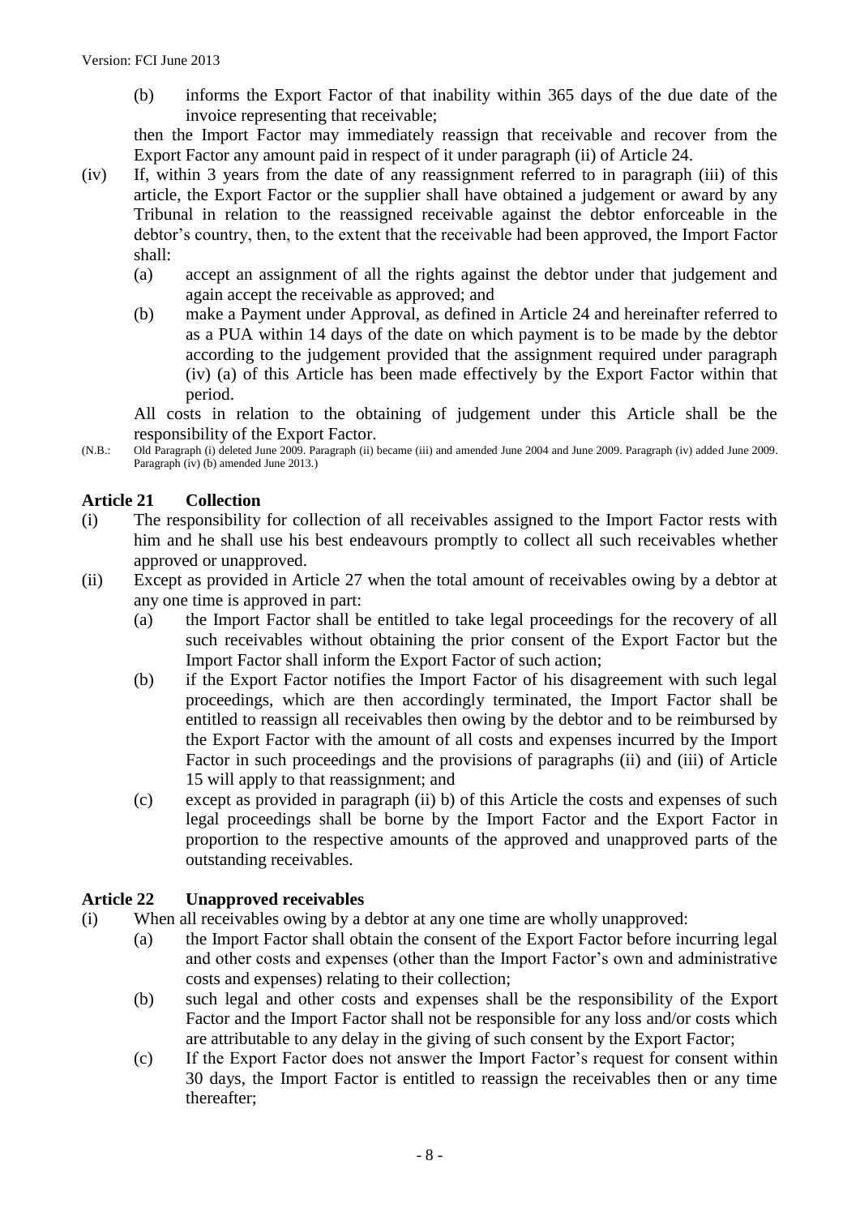(b) informs the Export Factor of that inability within 365 days of the due date of the invoice representing that receivable;

then the Import Factor may immediately reassign that receivable and recover from the Export Factor any amount paid in respect of it under paragraph (ii) of Article 24.

(iv) If, within 3 years from the date of any reassignment referred to in paragraph (iii) of this article, the Export Factor or the supplier shall have obtained a judgement or award by any Tribunal in relation to the reassigned receivable against the debtor enforceable in the debtor's country, then, to the extent that the receivable had been approved, the Import Factor shall:

   (a) accept an assignment of all the rights against the debtor under that judgement and again accept the receivable as approved; and

   (b) make a Payment under Approval, as defined in Article 24 and hereinafter referred to as a PUA within 14 days of the date on which payment is to be made by the debtor according to the judgement provided that the assignment required under paragraph (iv) (a) of this Article has been made effectively by the Export Factor within that period.

All costs in relation to the obtaining of judgement under this Article shall be the responsibility of the Export Factor.

(N.B.: Old Paragraph (i) deleted June 2009. Paragraph (ii) became (iii) and amended June 2004 and June 2009. Paragraph (iv) added June 2009. Paragraph (iv) (b) amended June 2013.)

## Article 21 Collection

(i) The responsibility for collection of all receivables assigned to the Import Factor rests with him and he shall use his best endeavours promptly to collect all such receivables whether approved or unapproved.

(ii) Except as provided in Article 27 when the total amount of receivables owing by a debtor at any one time is approved in part:

   (a) the Import Factor shall be entitled to take legal proceedings for the recovery of all such receivables without obtaining the prior consent of the Export Factor but the Import Factor shall inform the Export Factor of such action;

   (b) if the Export Factor notifies the Import Factor of his disagreement with such legal proceedings, which are then accordingly terminated, the Import Factor shall be entitled to reassign all receivables then owing by the debtor and to be reimbursed by the Export Factor with the amount of all costs and expenses incurred by the Import Factor in such proceedings and the provisions of paragraphs (ii) and (iii) of Article 15 will apply to that reassignment; and

   (c) except as provided in paragraph (ii) b) of this Article the costs and expenses of such legal proceedings shall be borne by the Import Factor and the Export Factor in proportion to the respective amounts of the approved and unapproved parts of the outstanding receivables.

## Article 22 Unapproved receivables

(i) When all receivables owing by a debtor at any one time are wholly unapproved:

   (a) the Import Factor shall obtain the consent of the Export Factor before incurring legal and other costs and expenses (other than the Import Factor's own and administrative costs and expenses) relating to their collection;

   (b) such legal and other costs and expenses shall be the responsibility of the Export Factor and the Import Factor shall not be responsible for any loss and/or costs which are attributable to any delay in the giving of such consent by the Export Factor;

   (c) If the Export Factor does not answer the Import Factor's request for consent within 30 days, the Import Factor is entitled to reassign the receivables then or any time thereafter;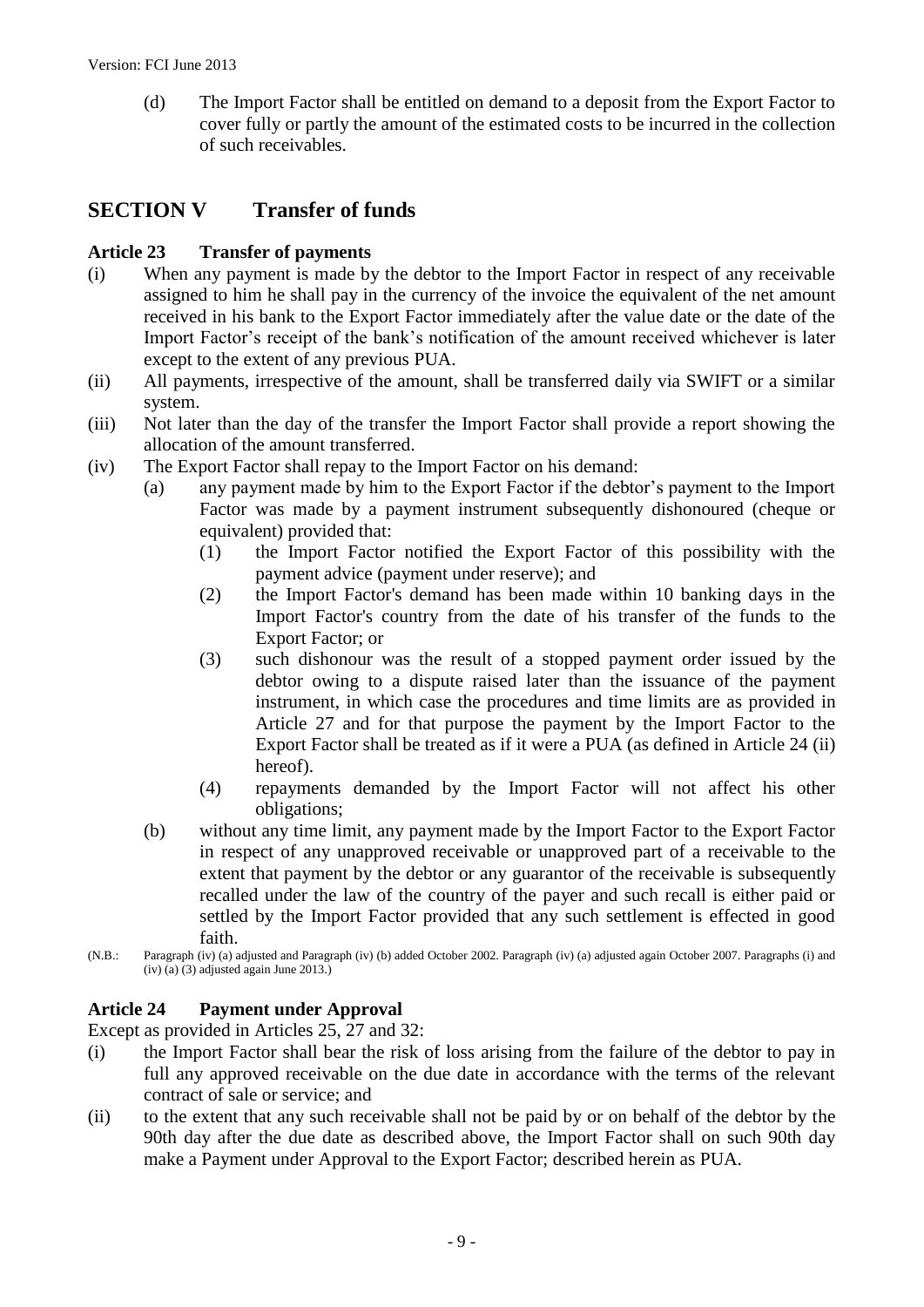(d) The Import Factor shall be entitled on demand to a deposit from the Export Factor to cover fully or partly the amount of the estimated costs to be incurred in the collection of such receivables.

## SECTION V Transfer of funds

### Article 23 Transfer of payments

(i) When any payment is made by the debtor to the Import Factor in respect of any receivable assigned to him he shall pay in the currency of the invoice the equivalent of the net amount received in his bank to the Export Factor immediately after the value date or the date of the Import Factor's receipt of the bank's notification of the amount received whichever is later except to the extent of any previous PUA.

(ii) All payments, irrespective of the amount, shall be transferred daily via SWIFT or a similar system.

(iii) Not later than the day of the transfer the Import Factor shall provide a report showing the allocation of the amount transferred.

(iv) The Export Factor shall repay to the Import Factor on his demand:

  (a) any payment made by him to the Export Factor if the debtor's payment to the Import Factor was made by a payment instrument subsequently dishonoured (cheque or equivalent) provided that:

    (1) the Import Factor notified the Export Factor of this possibility with the payment advice (payment under reserve); and

    (2) the Import Factor's demand has been made within 10 banking days in the Import Factor's country from the date of his transfer of the funds to the Export Factor; or

    (3) such dishonour was the result of a stopped payment order issued by the debtor owing to a dispute raised later than the issuance of the payment instrument, in which case the procedures and time limits are as provided in Article 27 and for that purpose the payment by the Import Factor to the Export Factor shall be treated as if it were a PUA (as defined in Article 24 (ii) hereof).

    (4) repayments demanded by the Import Factor will not affect his other obligations;

  (b) without any time limit, any payment made by the Import Factor to the Export Factor in respect of any unapproved receivable or unapproved part of a receivable to the extent that payment by the debtor or any guarantor of the receivable is subsequently recalled under the law of the country of the payer and such recall is either paid or settled by the Import Factor provided that any such settlement is effected in good faith.

(N.B.: Paragraph (iv) (a) adjusted and Paragraph (iv) (b) added October 2002. Paragraph (iv) (a) adjusted again October 2007. Paragraphs (i) and (iv) (a) (3) adjusted again June 2013.)

### Article 24 Payment under Approval

Except as provided in Articles 25, 27 and 32:

(i) the Import Factor shall bear the risk of loss arising from the failure of the debtor to pay in full any approved receivable on the due date in accordance with the terms of the relevant contract of sale or service; and

(ii) to the extent that any such receivable shall not be paid by or on behalf of the debtor by the 90th day after the due date as described above, the Import Factor shall on such 90th day make a Payment under Approval to the Export Factor; described herein as PUA.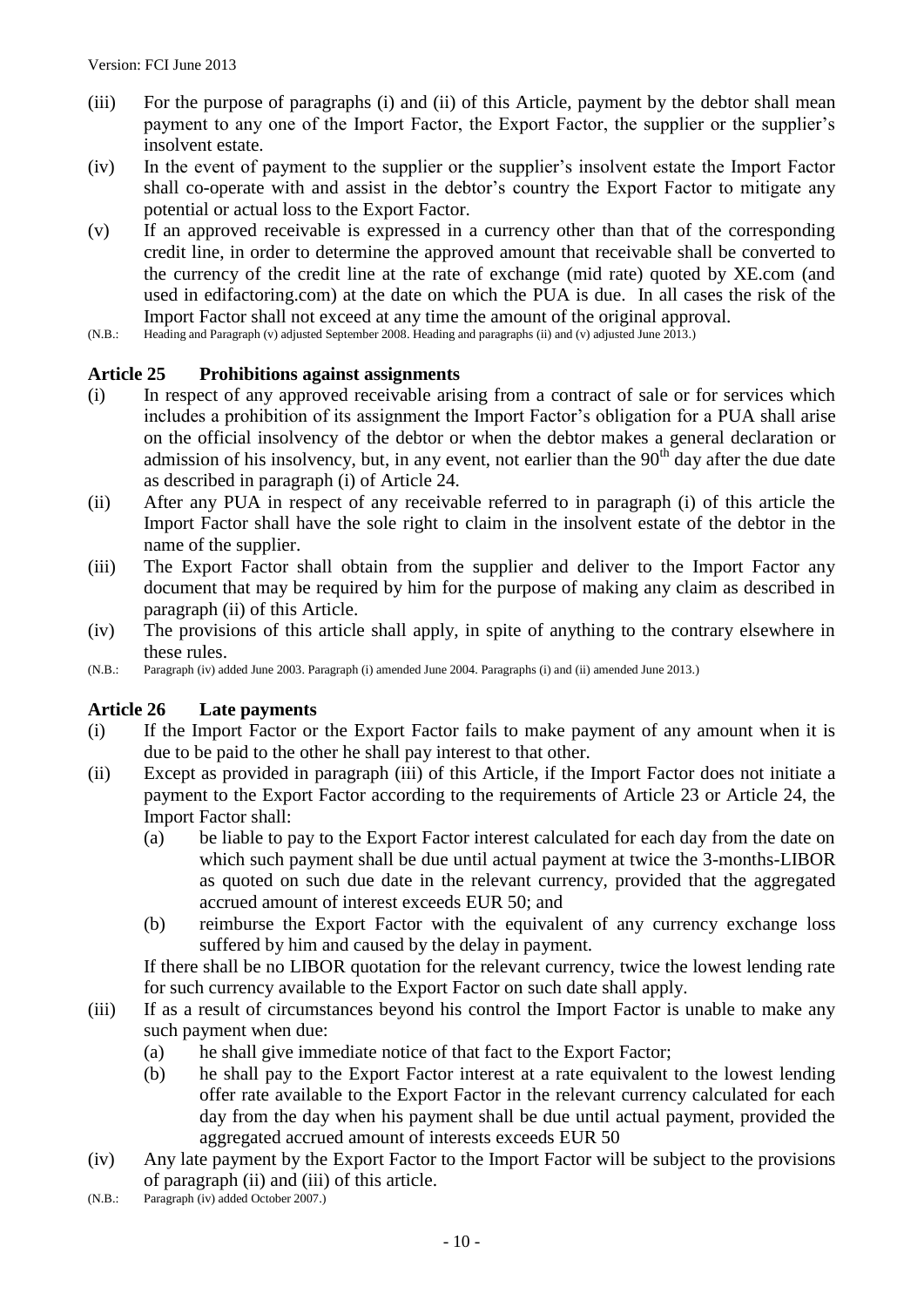- (iii) For the purpose of paragraphs (i) and (ii) of this Article, payment by the debtor shall mean payment to any one of the Import Factor, the Export Factor, the supplier or the supplier's insolvent estate.
- (iv) In the event of payment to the supplier or the supplier's insolvent estate the Import Factor shall co-operate with and assist in the debtor's country the Export Factor to mitigate any potential or actual loss to the Export Factor.
- (v) If an approved receivable is expressed in a currency other than that of the corresponding credit line, in order to determine the approved amount that receivable shall be converted to the currency of the credit line at the rate of exchange (mid rate) quoted by XE.com (and used in edifactoring.com) at the date on which the PUA is due. In all cases the risk of the Import Factor shall not exceed at any time the amount of the original approval.

(N.B.: Heading and Paragraph (v) adjusted September 2008. Heading and paragraphs (ii) and (v) adjusted June 2013.)

## Article 25 Prohibitions against assignments

- (i) In respect of any approved receivable arising from a contract of sale or for services which includes a prohibition of its assignment the Import Factor's obligation for a PUA shall arise on the official insolvency of the debtor or when the debtor makes a general declaration or admission of his insolvency, but, in any event, not earlier than the 90th day after the due date as described in paragraph (i) of Article 24.
- (ii) After any PUA in respect of any receivable referred to in paragraph (i) of this article the Import Factor shall have the sole right to claim in the insolvent estate of the debtor in the name of the supplier.
- (iii) The Export Factor shall obtain from the supplier and deliver to the Import Factor any document that may be required by him for the purpose of making any claim as described in paragraph (ii) of this Article.
- (iv) The provisions of this article shall apply, in spite of anything to the contrary elsewhere in these rules.

(N.B.: Paragraph (iv) added June 2003. Paragraph (i) amended June 2004. Paragraphs (i) and (ii) amended June 2013.)

## Article 26 Late payments

- (i) If the Import Factor or the Export Factor fails to make payment of any amount when it is due to be paid to the other he shall pay interest to that other.
- (ii) Except as provided in paragraph (iii) of this Article, if the Import Factor does not initiate a payment to the Export Factor according to the requirements of Article 23 or Article 24, the Import Factor shall:
  - (a) be liable to pay to the Export Factor interest calculated for each day from the date on which such payment shall be due until actual payment at twice the 3-months-LIBOR as quoted on such due date in the relevant currency, provided that the aggregated accrued amount of interest exceeds EUR 50; and
  - (b) reimburse the Export Factor with the equivalent of any currency exchange loss suffered by him and caused by the delay in payment.

  If there shall be no LIBOR quotation for the relevant currency, twice the lowest lending rate for such currency available to the Export Factor on such date shall apply.
- (iii) If as a result of circumstances beyond his control the Import Factor is unable to make any such payment when due:
  - (a) he shall give immediate notice of that fact to the Export Factor;
  - (b) he shall pay to the Export Factor interest at a rate equivalent to the lowest lending offer rate available to the Export Factor in the relevant currency calculated for each day from the day when his payment shall be due until actual payment, provided the aggregated accrued amount of interests exceeds EUR 50
- (iv) Any late payment by the Export Factor to the Import Factor will be subject to the provisions of paragraph (ii) and (iii) of this article.

(N.B.: Paragraph (iv) added October 2007.)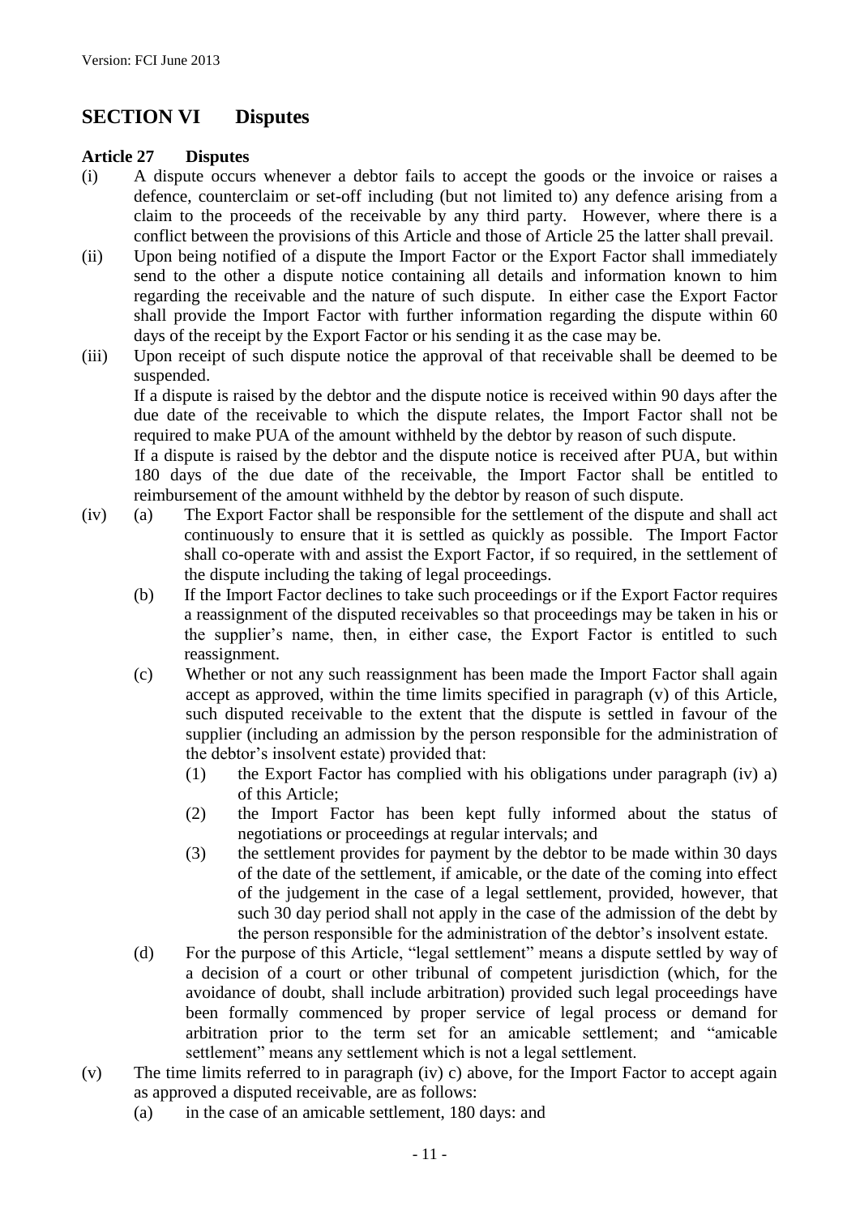## SECTION VI Disputes

### Article 27 Disputes

(i) A dispute occurs whenever a debtor fails to accept the goods or the invoice or raises a defence, counterclaim or set-off including (but not limited to) any defence arising from a claim to the proceeds of the receivable by any third party. However, where there is a conflict between the provisions of this Article and those of Article 25 the latter shall prevail.

(ii) Upon being notified of a dispute the Import Factor or the Export Factor shall immediately send to the other a dispute notice containing all details and information known to him regarding the receivable and the nature of such dispute. In either case the Export Factor shall provide the Import Factor with further information regarding the dispute within 60 days of the receipt by the Export Factor or his sending it as the case may be.

(iii) Upon receipt of such dispute notice the approval of that receivable shall be deemed to be suspended.

If a dispute is raised by the debtor and the dispute notice is received within 90 days after the due date of the receivable to which the dispute relates, the Import Factor shall not be required to make PUA of the amount withheld by the debtor by reason of such dispute.

If a dispute is raised by the debtor and the dispute notice is received after PUA, but within 180 days of the due date of the receivable, the Import Factor shall be entitled to reimbursement of the amount withheld by the debtor by reason of such dispute.

(iv) (a) The Export Factor shall be responsible for the settlement of the dispute and shall act continuously to ensure that it is settled as quickly as possible. The Import Factor shall co-operate with and assist the Export Factor, if so required, in the settlement of the dispute including the taking of legal proceedings.

(b) If the Import Factor declines to take such proceedings or if the Export Factor requires a reassignment of the disputed receivables so that proceedings may be taken in his or the supplier's name, then, in either case, the Export Factor is entitled to such reassignment.

(c) Whether or not any such reassignment has been made the Import Factor shall again accept as approved, within the time limits specified in paragraph (v) of this Article, such disputed receivable to the extent that the dispute is settled in favour of the supplier (including an admission by the person responsible for the administration of the debtor's insolvent estate) provided that:

(1) the Export Factor has complied with his obligations under paragraph (iv) a) of this Article;

(2) the Import Factor has been kept fully informed about the status of negotiations or proceedings at regular intervals; and

(3) the settlement provides for payment by the debtor to be made within 30 days of the date of the settlement, if amicable, or the date of the coming into effect of the judgement in the case of a legal settlement, provided, however, that such 30 day period shall not apply in the case of the admission of the debt by the person responsible for the administration of the debtor's insolvent estate.

(d) For the purpose of this Article, "legal settlement" means a dispute settled by way of a decision of a court or other tribunal of competent jurisdiction (which, for the avoidance of doubt, shall include arbitration) provided such legal proceedings have been formally commenced by proper service of legal process or demand for arbitration prior to the term set for an amicable settlement; and "amicable settlement" means any settlement which is not a legal settlement.

(v) The time limits referred to in paragraph (iv) c) above, for the Import Factor to accept again as approved a disputed receivable, are as follows:

(a) in the case of an amicable settlement, 180 days: and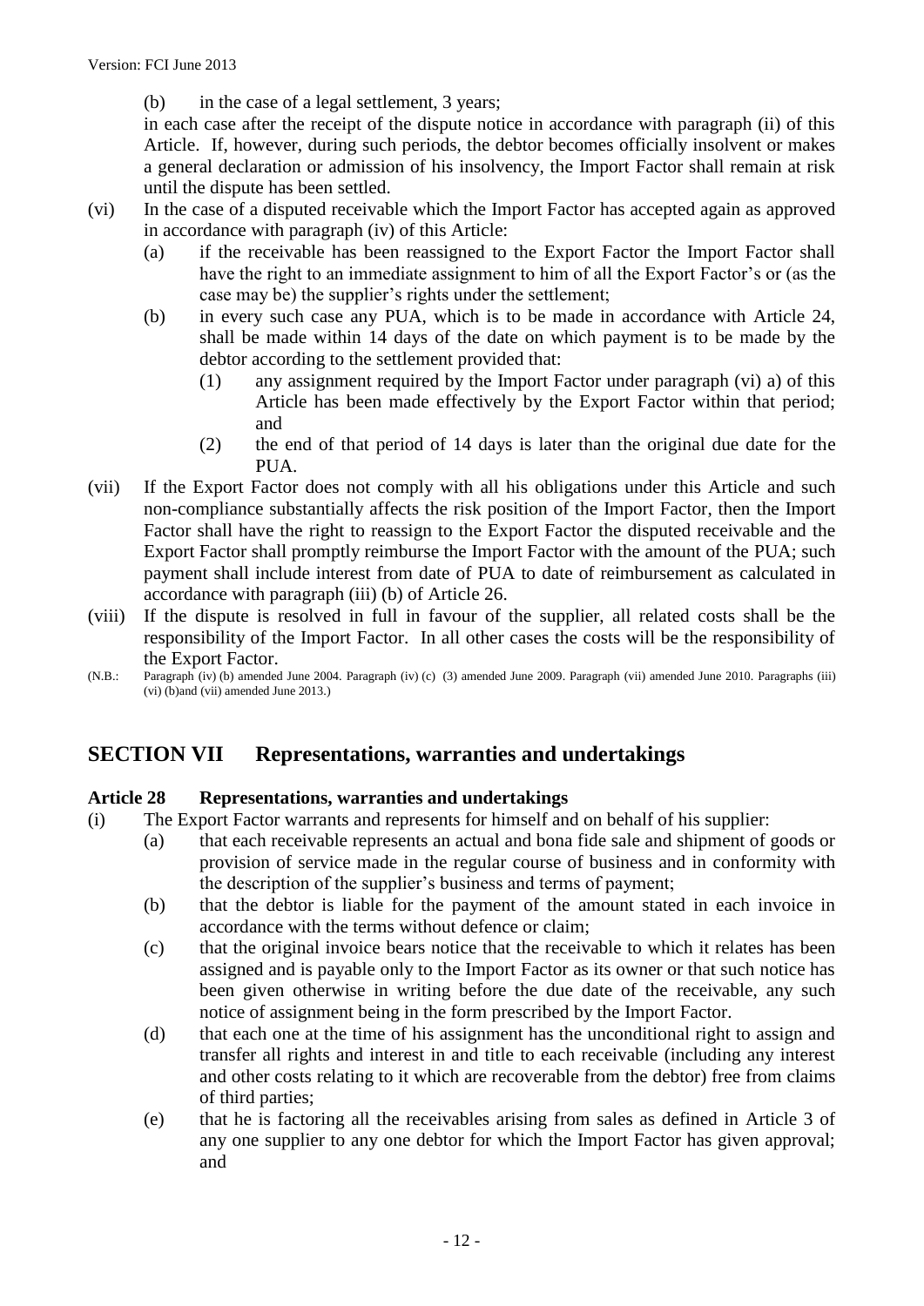(b) in the case of a legal settlement, 3 years;

in each case after the receipt of the dispute notice in accordance with paragraph (ii) of this Article. If, however, during such periods, the debtor becomes officially insolvent or makes a general declaration or admission of his insolvency, the Import Factor shall remain at risk until the dispute has been settled.

(vi) In the case of a disputed receivable which the Import Factor has accepted again as approved in accordance with paragraph (iv) of this Article:

- (a) if the receivable has been reassigned to the Export Factor the Import Factor shall have the right to an immediate assignment to him of all the Export Factor's or (as the case may be) the supplier's rights under the settlement;
- (b) in every such case any PUA, which is to be made in accordance with Article 24, shall be made within 14 days of the date on which payment is to be made by the debtor according to the settlement provided that:
  - (1) any assignment required by the Import Factor under paragraph (vi) a) of this Article has been made effectively by the Export Factor within that period; and
  - (2) the end of that period of 14 days is later than the original due date for the PUA.

(vii) If the Export Factor does not comply with all his obligations under this Article and such non-compliance substantially affects the risk position of the Import Factor, then the Import Factor shall have the right to reassign to the Export Factor the disputed receivable and the Export Factor shall promptly reimburse the Import Factor with the amount of the PUA; such payment shall include interest from date of PUA to date of reimbursement as calculated in accordance with paragraph (iii) (b) of Article 26.

(viii) If the dispute is resolved in full in favour of the supplier, all related costs shall be the responsibility of the Import Factor. In all other cases the costs will be the responsibility of the Export Factor.

(N.B.: Paragraph (iv) (b) amended June 2004. Paragraph (iv) (c) (3) amended June 2009. Paragraph (vii) amended June 2010. Paragraphs (iii) (vi) (b)and (vii) amended June 2013.)

## SECTION VII Representations, warranties and undertakings

### Article 28 Representations, warranties and undertakings

(i) The Export Factor warrants and represents for himself and on behalf of his supplier:

- (a) that each receivable represents an actual and bona fide sale and shipment of goods or provision of service made in the regular course of business and in conformity with the description of the supplier's business and terms of payment;
- (b) that the debtor is liable for the payment of the amount stated in each invoice in accordance with the terms without defence or claim;
- (c) that the original invoice bears notice that the receivable to which it relates has been assigned and is payable only to the Import Factor as its owner or that such notice has been given otherwise in writing before the due date of the receivable, any such notice of assignment being in the form prescribed by the Import Factor.
- (d) that each one at the time of his assignment has the unconditional right to assign and transfer all rights and interest in and title to each receivable (including any interest and other costs relating to it which are recoverable from the debtor) free from claims of third parties;
- (e) that he is factoring all the receivables arising from sales as defined in Article 3 of any one supplier to any one debtor for which the Import Factor has given approval; and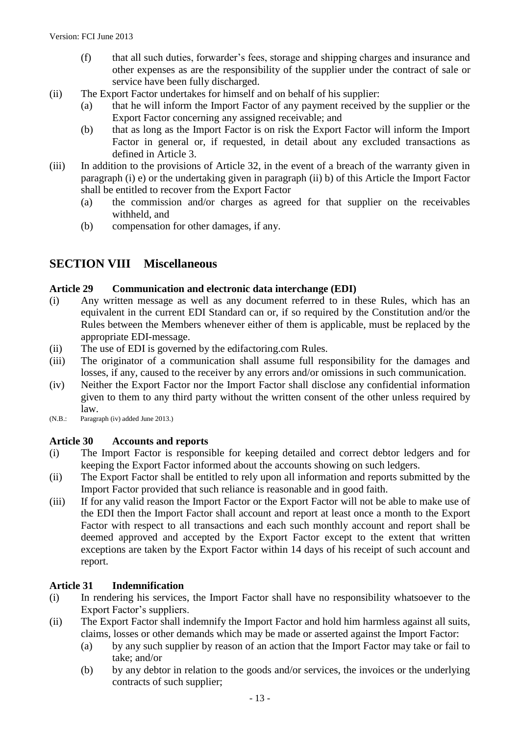(f) that all such duties, forwarder's fees, storage and shipping charges and insurance and other expenses as are the responsibility of the supplier under the contract of sale or service have been fully discharged.

(ii) The Export Factor undertakes for himself and on behalf of his supplier:

(a) that he will inform the Import Factor of any payment received by the supplier or the Export Factor concerning any assigned receivable; and

(b) that as long as the Import Factor is on risk the Export Factor will inform the Import Factor in general or, if requested, in detail about any excluded transactions as defined in Article 3.

(iii) In addition to the provisions of Article 32, in the event of a breach of the warranty given in paragraph (i) e) or the undertaking given in paragraph (ii) b) of this Article the Import Factor shall be entitled to recover from the Export Factor

(a) the commission and/or charges as agreed for that supplier on the receivables withheld, and

(b) compensation for other damages, if any.

## SECTION VIII Miscellaneous

### Article 29 Communication and electronic data interchange (EDI)

(i) Any written message as well as any document referred to in these Rules, which has an equivalent in the current EDI Standard can or, if so required by the Constitution and/or the Rules between the Members whenever either of them is applicable, must be replaced by the appropriate EDI-message.

(ii) The use of EDI is governed by the edifactoring.com Rules.

(iii) The originator of a communication shall assume full responsibility for the damages and losses, if any, caused to the receiver by any errors and/or omissions in such communication.

(iv) Neither the Export Factor nor the Import Factor shall disclose any confidential information given to them to any third party without the written consent of the other unless required by law.

(N.B.: Paragraph (iv) added June 2013.)

### Article 30 Accounts and reports

(i) The Import Factor is responsible for keeping detailed and correct debtor ledgers and for keeping the Export Factor informed about the accounts showing on such ledgers.

(ii) The Export Factor shall be entitled to rely upon all information and reports submitted by the Import Factor provided that such reliance is reasonable and in good faith.

(iii) If for any valid reason the Import Factor or the Export Factor will not be able to make use of the EDI then the Import Factor shall account and report at least once a month to the Export Factor with respect to all transactions and each such monthly account and report shall be deemed approved and accepted by the Export Factor except to the extent that written exceptions are taken by the Export Factor within 14 days of his receipt of such account and report.

### Article 31 Indemnification

(i) In rendering his services, the Import Factor shall have no responsibility whatsoever to the Export Factor's suppliers.

(ii) The Export Factor shall indemnify the Import Factor and hold him harmless against all suits, claims, losses or other demands which may be made or asserted against the Import Factor:

(a) by any such supplier by reason of an action that the Import Factor may take or fail to take; and/or

(b) by any debtor in relation to the goods and/or services, the invoices or the underlying contracts of such supplier;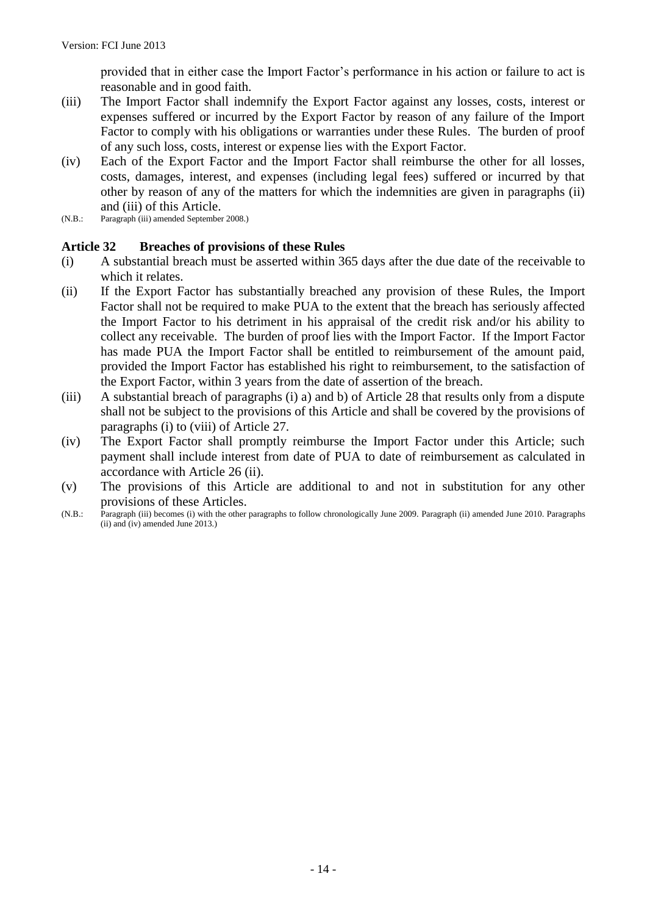provided that in either case the Import Factor's performance in his action or failure to act is reasonable and in good faith.

(iii) The Import Factor shall indemnify the Export Factor against any losses, costs, interest or expenses suffered or incurred by the Export Factor by reason of any failure of the Import Factor to comply with his obligations or warranties under these Rules. The burden of proof of any such loss, costs, interest or expense lies with the Export Factor.

(iv) Each of the Export Factor and the Import Factor shall reimburse the other for all losses, costs, damages, interest, and expenses (including legal fees) suffered or incurred by that other by reason of any of the matters for which the indemnities are given in paragraphs (ii) and (iii) of this Article.

(N.B.: Paragraph (iii) amended September 2008.)

### Article 32 Breaches of provisions of these Rules

(i) A substantial breach must be asserted within 365 days after the due date of the receivable to which it relates.

(ii) If the Export Factor has substantially breached any provision of these Rules, the Import Factor shall not be required to make PUA to the extent that the breach has seriously affected the Import Factor to his detriment in his appraisal of the credit risk and/or his ability to collect any receivable. The burden of proof lies with the Import Factor. If the Import Factor has made PUA the Import Factor shall be entitled to reimbursement of the amount paid, provided the Import Factor has established his right to reimbursement, to the satisfaction of the Export Factor, within 3 years from the date of assertion of the breach.

(iii) A substantial breach of paragraphs (i) a) and b) of Article 28 that results only from a dispute shall not be subject to the provisions of this Article and shall be covered by the provisions of paragraphs (i) to (viii) of Article 27.

(iv) The Export Factor shall promptly reimburse the Import Factor under this Article; such payment shall include interest from date of PUA to date of reimbursement as calculated in accordance with Article 26 (ii).

(v) The provisions of this Article are additional to and not in substitution for any other provisions of these Articles.

(N.B.: Paragraph (iii) becomes (i) with the other paragraphs to follow chronologically June 2009. Paragraph (ii) amended June 2010. Paragraphs (ii) and (iv) amended June 2013.)